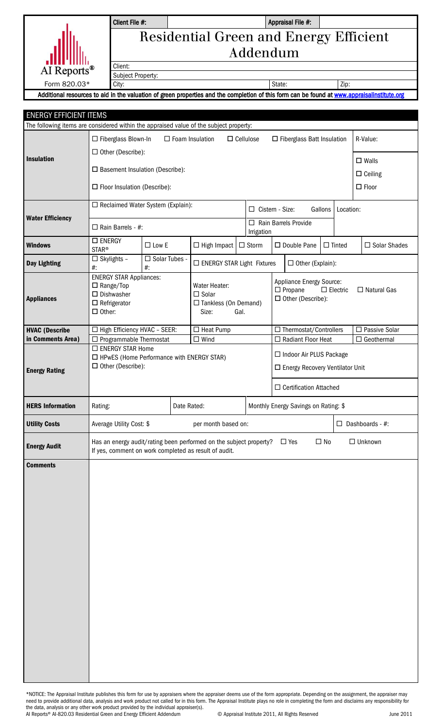AI Reports®

Form 820.03*

| Client File #: | | Appraisal File #: | |
|---|---|---|---|

# Residential Green and Energy Efficient Addendum

| Client: | | |
|---|---|---|
| Subject Property: | | |
| City: | State: | Zip: |

**Additional resources to aid in the valuation of green properties and the completion of this form can be found at www.appraisalinstitute.org**

## ENERGY EFFICIENT ITEMS

The following items are considered within the appraised value of the subject property:

| | | |
|---|---|---|
| **Insulation** | ☐ Fiberglass Blown-In ☐ Foam Insulation ☐ Cellulose ☐ Fiberglass Batt Insulation<br>☐ Other (Describe):<br>☐ Basement Insulation (Describe):<br>☐ Floor Insulation (Describe): | R-Value:<br>☐ Walls<br>☐ Ceiling<br>☐ Floor |
| **Water Efficiency** | ☐ Reclaimed Water System (Explain):<br>☐ Rain Barrels - #: | ☐ Cistern - Size: Gallons Location:<br>☐ Rain Barrels Provide Irrigation |
| **Windows** | ☐ ENERGY STAR® ☐ Low E ☐ High Impact ☐ Storm ☐ Double Pane ☐ Tinted ☐ Solar Shades | |
| **Day Lighting** | ☐ Skylights – #: ☐ Solar Tubes - #: ☐ ENERGY STAR Light Fixtures ☐ Other (Explain): | |
| **Appliances** | ENERGY STAR Appliances:<br>☐ Range/Top<br>☐ Dishwasher<br>☐ Refrigerator<br>☐ Other:<br>Water Heater:<br>☐ Solar<br>☐ Tankless (On Demand)<br>Size: Gal. | Appliance Energy Source:<br>☐ Propane ☐ Electric ☐ Natural Gas<br>☐ Other (Describe): |
| **HVAC (Describe in Comments Area)** | ☐ High Efficiency HVAC – SEER: ☐ Heat Pump<br>☐ Programmable Thermostat ☐ Wind | ☐ Thermostat/Controllers ☐ Passive Solar<br>☐ Radiant Floor Heat ☐ Geothermal |
| **Energy Rating** | ☐ ENERGY STAR Home<br>☐ HPwES (Home Performance with ENERGY STAR)<br>☐ Other (Describe): | ☐ Indoor Air PLUS Package<br>☐ Energy Recovery Ventilator Unit<br>☐ Certification Attached |
| **HERS Information** | Rating: Date Rated: | Monthly Energy Savings on Rating: $ |
| **Utility Costs** | Average Utility Cost: $ per month based on: | ☐ Dashboards - #: |
| **Energy Audit** | Has an energy audit/rating been performed on the subject property? ☐ Yes ☐ No ☐ Unknown<br>If yes, comment on work completed as result of audit. | |
| **Comments** | | |

*NOTICE: The Appraisal Institute publishes this form for use by appraisers where the appraiser deems use of the form appropriate. Depending on the assignment, the appraiser may need to provide additional data, analysis and work product not called for in this form. The Appraisal Institute plays no role in completing the form and disclaims any responsibility for the data, analysis or any other work product provided by the individual appraiser(s).

AI Reports® AI-820.03 Residential Green and Energy Efficient Addendum © Appraisal Institute 2011, All Rights Reserved June 2011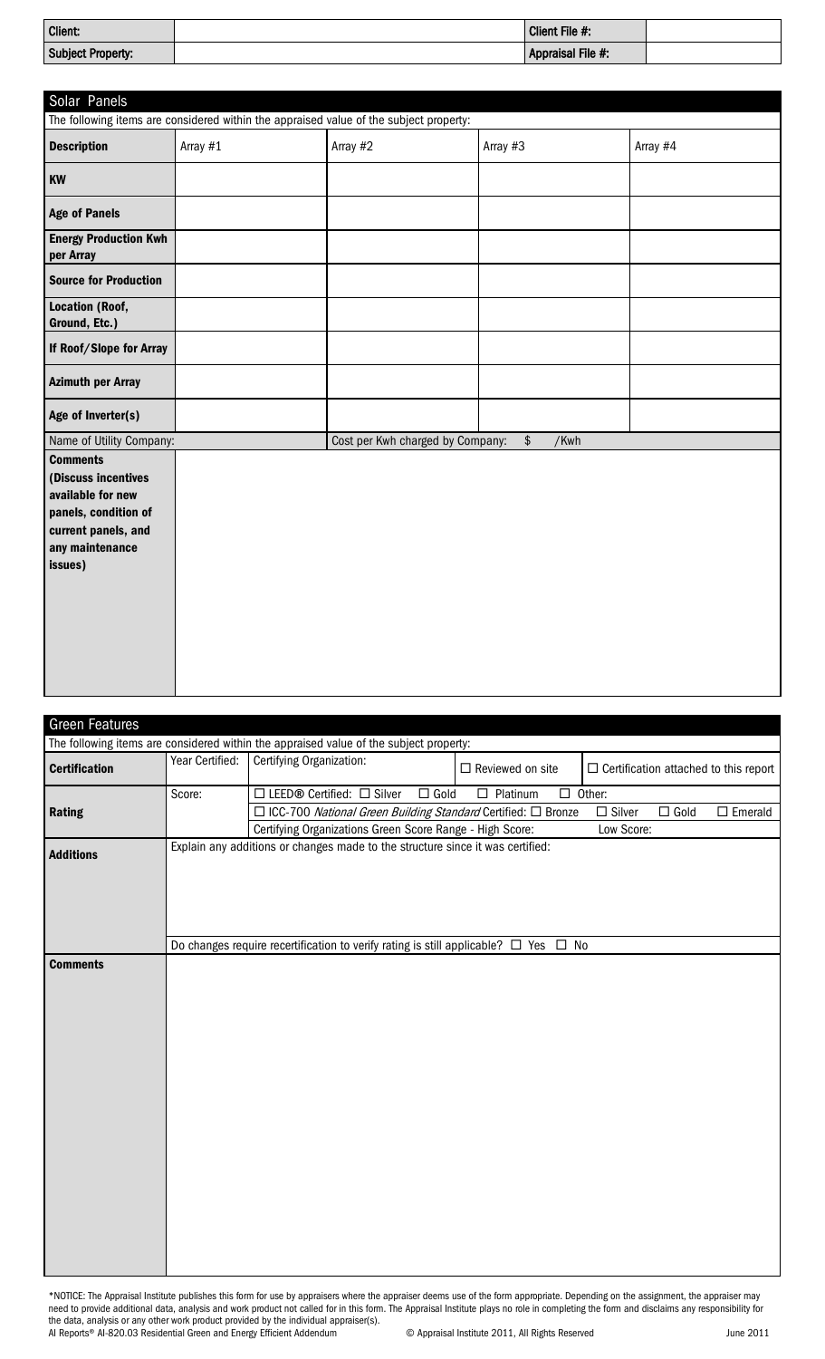| Client: | | Client File #: | |
|---|---|---|---|
| **Subject Property:** | | **Appraisal File #:** | |

## Solar Panels

The following items are considered within the appraised value of the subject property:

| **Description** | Array #1 | Array #2 | Array #3 | Array #4 |
|---|---|---|---|---|
| **KW** | | | | |
| **Age of Panels** | | | | |
| **Energy Production Kwh per Array** | | | | |
| **Source for Production** | | | | |
| **Location (Roof, Ground, Etc.)** | | | | |
| **If Roof/Slope for Array** | | | | |
| **Azimuth per Array** | | | | |
| **Age of Inverter(s)** | | | | |

Name of Utility Company: Cost per Kwh charged by Company: $ /Kwh

**Comments (Discuss incentives available for new panels, condition of current panels, and any maintenance issues)**

## Green Features

The following items are considered within the appraised value of the subject property:

| **Certification** | Year Certified: | Certifying Organization: | ☐ Reviewed on site | ☐ Certification attached to this report |
|---|---|---|---|---|
| **Rating** | Score: | ☐ LEED® Certified: ☐ Silver ☐ Gold ☐ Platinum ☐ Other:<br>☐ ICC-700 *National Green Building Standard* Certified: ☐ Bronze ☐ Silver ☐ Gold ☐ Emerald<br>Certifying Organizations Green Score Range - High Score: Low Score: | | |

**Additions**

Explain any additions or changes made to the structure since it was certified:

Do changes require recertification to verify rating is still applicable? ☐ Yes ☐ No

**Comments**

*NOTICE: The Appraisal Institute publishes this form for use by appraisers where the appraiser deems use of the form appropriate. Depending on the assignment, the appraiser may need to provide additional data, analysis and work product not called for in this form. The Appraisal Institute plays no role in completing the form and disclaims any responsibility for the data, analysis or any other work product provided by the individual appraiser(s).

AI Reports® AI-820.03 Residential Green and Energy Efficient Addendum © Appraisal Institute 2011, All Rights Reserved June 2011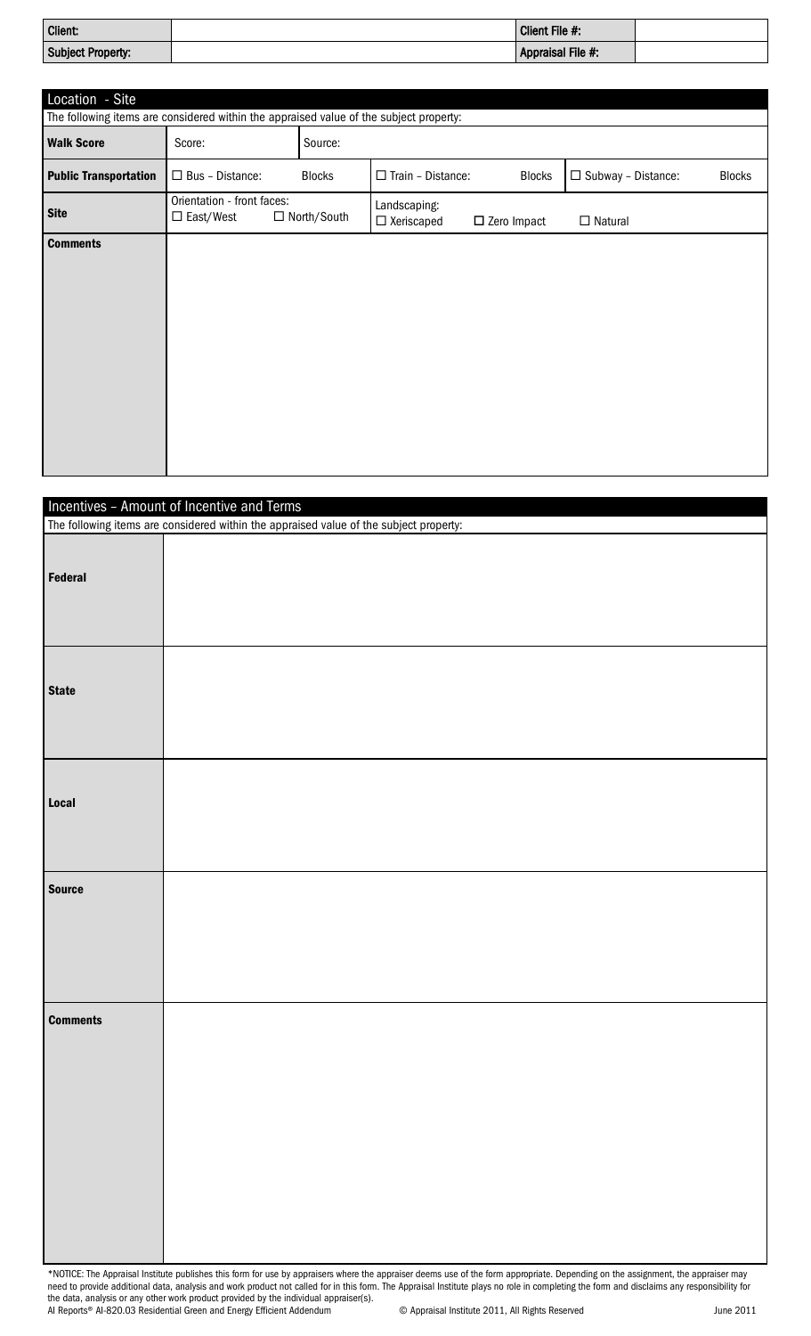| Client: | | Client File #: | |
|---|---|---|---|
| Subject Property: | | Appraisal File #: | |

## Location - Site

The following items are considered within the appraised value of the subject property:

| | | | |
|---|---|---|---|
| **Walk Score** | Score: | Source: | |
| **Public Transportation** | ☐ Bus – Distance: Blocks | ☐ Train – Distance: Blocks | ☐ Subway – Distance: Blocks |
| **Site** | Orientation - front faces: ☐ East/West ☐ North/South | Landscaping: ☐ Xeriscaped ☐ Zero Impact ☐ Natural | |
| **Comments** | | | |

## Incentives – Amount of Incentive and Terms

The following items are considered within the appraised value of the subject property:

| | |
|---|---|
| **Federal** | |
| **State** | |
| **Local** | |
| **Source** | |
| **Comments** | |

*NOTICE: The Appraisal Institute publishes this form for use by appraisers where the appraiser deems use of the form appropriate. Depending on the assignment, the appraiser may need to provide additional data, analysis and work product not called for in this form. The Appraisal Institute plays no role in completing the form and disclaims any responsibility for the data, analysis or any other work product provided by the individual appraiser(s).

AI Reports® AI-820.03 Residential Green and Energy Efficient Addendum © Appraisal Institute 2011, All Rights Reserved June 2011